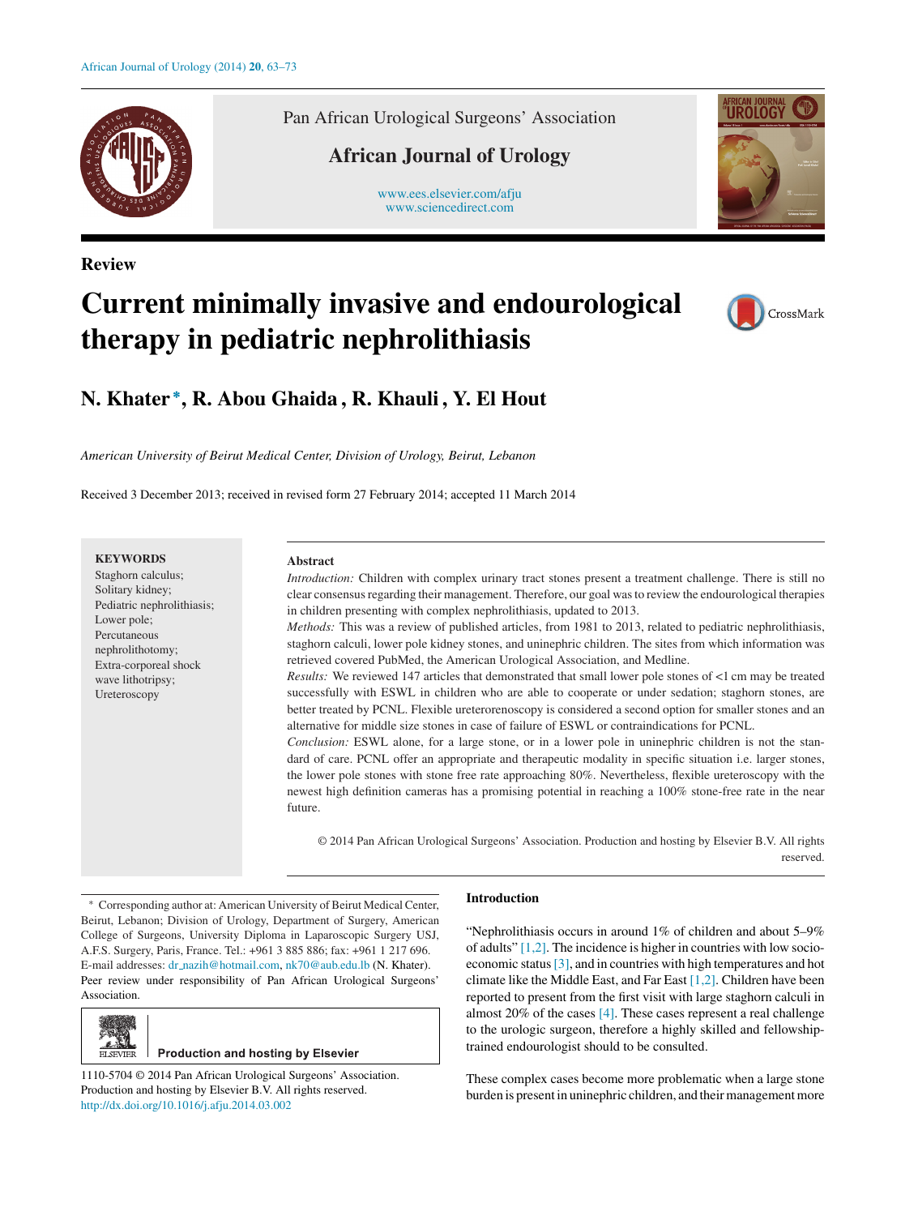Pan African Urological Surgeons' Association

**African Journal of Urology**

www.ees.elsevier.com/afju
www.sciencedirect.com

**Review**

# Current minimally invasive and endourological therapy in pediatric nephrolithiasis

**N. Khater***, **R. Abou Ghaida**, **R. Khauli**, **Y. El Hout**

*American University of Beirut Medical Center, Division of Urology, Beirut, Lebanon*

Received 3 December 2013; received in revised form 27 February 2014; accepted 11 March 2014

**KEYWORDS**
Staghorn calculus;
Solitary kidney;
Pediatric nephrolithiasis;
Lower pole;
Percutaneous nephrolithotomy;
Extra-corporeal shock wave lithotripsy;
Ureteroscopy

**Abstract**

*Introduction:* Children with complex urinary tract stones present a treatment challenge. There is still no clear consensus regarding their management. Therefore, our goal was to review the endourological therapies in children presenting with complex nephrolithiasis, updated to 2013.

*Methods:* This was a review of published articles, from 1981 to 2013, related to pediatric nephrolithiasis, staghorn calculi, lower pole kidney stones, and uninephric children. The sites from which information was retrieved covered PubMed, the American Urological Association, and Medline.

*Results:* We reviewed 147 articles that demonstrated that small lower pole stones of <1 cm may be treated successfully with ESWL in children who are able to cooperate or under sedation; staghorn stones, are better treated by PCNL. Flexible ureterorenoscopy is considered a second option for smaller stones and an alternative for middle size stones in case of failure of ESWL or contraindications for PCNL.

*Conclusion:* ESWL alone, for a large stone, or in a lower pole in uninephric children is not the standard of care. PCNL offer an appropriate and therapeutic modality in specific situation i.e. larger stones, the lower pole stones with stone free rate approaching 80%. Nevertheless, flexible ureteroscopy with the newest high definition cameras has a promising potential in reaching a 100% stone-free rate in the near future.

© 2014 Pan African Urological Surgeons' Association. Production and hosting by Elsevier B.V. All rights reserved.

\* Corresponding author at: American University of Beirut Medical Center, Beirut, Lebanon; Division of Urology, Department of Surgery, American College of Surgeons, University Diploma in Laparoscopic Surgery USJ, A.F.S. Surgery, Paris, France. Tel.: +961 3 885 886; fax: +961 1 217 696.
E-mail addresses: dr_nazih@hotmail.com, nk70@aub.edu.lb (N. Khater).
Peer review under responsibility of Pan African Urological Surgeons' Association.

Production and hosting by Elsevier

1110-5704 © 2014 Pan African Urological Surgeons' Association. Production and hosting by Elsevier B.V. All rights reserved.
http://dx.doi.org/10.1016/j.afju.2014.03.002

## Introduction

"Nephrolithiasis occurs in around 1% of children and about 5–9% of adults" [1,2]. The incidence is higher in countries with low socio-economic status [3], and in countries with high temperatures and hot climate like the Middle East, and Far East [1,2]. Children have been reported to present from the first visit with large staghorn calculi in almost 20% of the cases [4]. These cases represent a real challenge to the urologic surgeon, therefore a highly skilled and fellowship-trained endourologist should to be consulted.

These complex cases become more problematic when a large stone burden is present in uninephric children, and their management more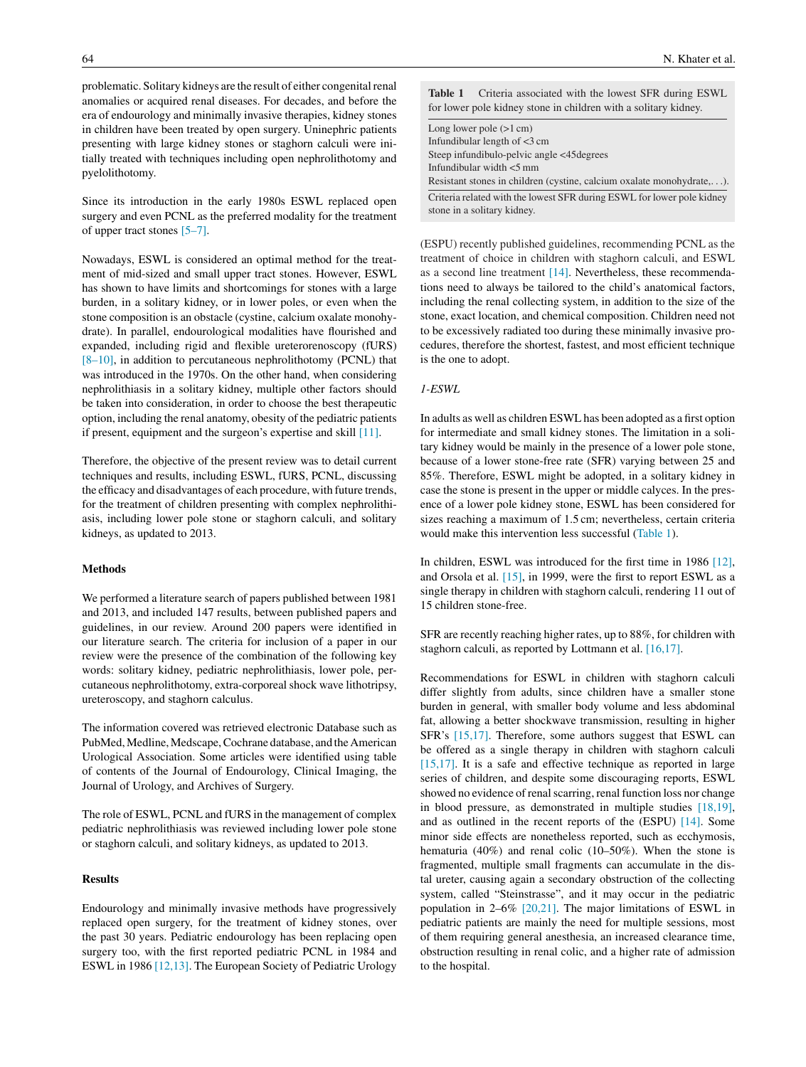problematic. Solitary kidneys are the result of either congenital renal anomalies or acquired renal diseases. For decades, and before the era of endourology and minimally invasive therapies, kidney stones in children have been treated by open surgery. Uninephric patients presenting with large kidney stones or staghorn calculi were initially treated with techniques including open nephrolithotomy and pyelolithotomy.

Since its introduction in the early 1980s ESWL replaced open surgery and even PCNL as the preferred modality for the treatment of upper tract stones [5–7].

Nowadays, ESWL is considered an optimal method for the treatment of mid-sized and small upper tract stones. However, ESWL has shown to have limits and shortcomings for stones with a large burden, in a solitary kidney, or in lower poles, or even when the stone composition is an obstacle (cystine, calcium oxalate monohydrate). In parallel, endourological modalities have flourished and expanded, including rigid and flexible ureterorenoscopy (fURS) [8–10], in addition to percutaneous nephrolithotomy (PCNL) that was introduced in the 1970s. On the other hand, when considering nephrolithiasis in a solitary kidney, multiple other factors should be taken into consideration, in order to choose the best therapeutic option, including the renal anatomy, obesity of the pediatric patients if present, equipment and the surgeon's expertise and skill [11].

Therefore, the objective of the present review was to detail current techniques and results, including ESWL, fURS, PCNL, discussing the efficacy and disadvantages of each procedure, with future trends, for the treatment of children presenting with complex nephrolithiasis, including lower pole stone or staghorn calculi, and solitary kidneys, as updated to 2013.

## Methods

We performed a literature search of papers published between 1981 and 2013, and included 147 results, between published papers and guidelines, in our review. Around 200 papers were identified in our literature search. The criteria for inclusion of a paper in our review were the presence of the combination of the following key words: solitary kidney, pediatric nephrolithiasis, lower pole, percutaneous nephrolithotomy, extra-corporeal shock wave lithotripsy, ureteroscopy, and staghorn calculus.

The information covered was retrieved electronic Database such as PubMed, Medline, Medscape, Cochrane database, and the American Urological Association. Some articles were identified using table of contents of the Journal of Endourology, Clinical Imaging, the Journal of Urology, and Archives of Surgery.

The role of ESWL, PCNL and fURS in the management of complex pediatric nephrolithiasis was reviewed including lower pole stone or staghorn calculi, and solitary kidneys, as updated to 2013.

## Results

Endourology and minimally invasive methods have progressively replaced open surgery, for the treatment of kidney stones, over the past 30 years. Pediatric endourology has been replacing open surgery too, with the first reported pediatric PCNL in 1984 and ESWL in 1986 [12,13]. The European Society of Pediatric Urology (ESPU) recently published guidelines, recommending PCNL as the treatment of choice in children with staghorn calculi, and ESWL as a second line treatment [14]. Nevertheless, these recommendations need to always be tailored to the child's anatomical factors, including the renal collecting system, in addition to the size of the stone, exact location, and chemical composition. Children need not to be excessively radiated too during these minimally invasive procedures, therefore the shortest, fastest, and most efficient technique is the one to adopt.

**Table 1** Criteria associated with the lowest SFR during ESWL for lower pole kidney stone in children with a solitary kidney.

| Criteria |
|---|
| Long lower pole (>1 cm) |
| Infundibular length of <3 cm |
| Steep infundibulo-pelvic angle <45degrees |
| Infundibular width <5 mm |
| Resistant stones in children (cystine, calcium oxalate monohydrate,. . .). |

Criteria related with the lowest SFR during ESWL for lower pole kidney stone in a solitary kidney.

*1-ESWL*

In adults as well as children ESWL has been adopted as a first option for intermediate and small kidney stones. The limitation in a solitary kidney would be mainly in the presence of a lower pole stone, because of a lower stone-free rate (SFR) varying between 25 and 85%. Therefore, ESWL might be adopted, in a solitary kidney in case the stone is present in the upper or middle calyces. In the presence of a lower pole kidney stone, ESWL has been considered for sizes reaching a maximum of 1.5 cm; nevertheless, certain criteria would make this intervention less successful (Table 1).

In children, ESWL was introduced for the first time in 1986 [12], and Orsola et al. [15], in 1999, were the first to report ESWL as a single therapy in children with staghorn calculi, rendering 11 out of 15 children stone-free.

SFR are recently reaching higher rates, up to 88%, for children with staghorn calculi, as reported by Lottmann et al. [16,17].

Recommendations for ESWL in children with staghorn calculi differ slightly from adults, since children have a smaller stone burden in general, with smaller body volume and less abdominal fat, allowing a better shockwave transmission, resulting in higher SFR's [15,17]. Therefore, some authors suggest that ESWL can be offered as a single therapy in children with staghorn calculi [15,17]. It is a safe and effective technique as reported in large series of children, and despite some discouraging reports, ESWL showed no evidence of renal scarring, renal function loss nor change in blood pressure, as demonstrated in multiple studies [18,19], and as outlined in the recent reports of the (ESPU) [14]. Some minor side effects are nonetheless reported, such as ecchymosis, hematuria (40%) and renal colic (10–50%). When the stone is fragmented, multiple small fragments can accumulate in the distal ureter, causing again a secondary obstruction of the collecting system, called "Steinstrasse", and it may occur in the pediatric population in 2–6% [20,21]. The major limitations of ESWL in pediatric patients are mainly the need for multiple sessions, most of them requiring general anesthesia, an increased clearance time, obstruction resulting in renal colic, and a higher rate of admission to the hospital.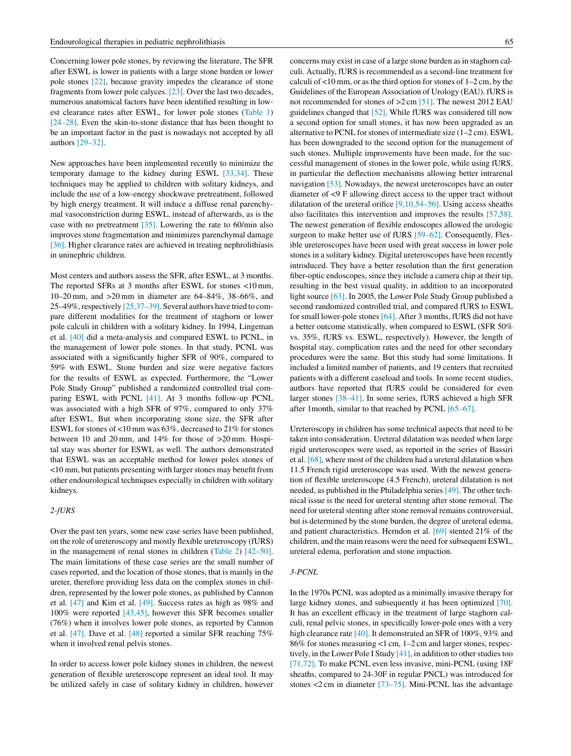Concerning lower pole stones, by reviewing the literature, The SFR after ESWL is lower in patients with a large stone burden or lower pole stones [22], because gravity impedes the clearance of stone fragments from lower pole calyces. [23]. Over the last two decades, numerous anatomical factors have been identified resulting in lowest clearance rates after ESWL, for lower pole stones (Table 1) [24–28]. Even the skin-to-stone distance that has been thought to be an important factor in the past is nowadays not accepted by all authors [29–32].

New approaches have been implemented recently to minimize the temporary damage to the kidney during ESWL [33,34]. These techniques may be applied to children with solitary kidneys, and include the use of a low-energy shockwave pretreatment, followed by high energy treatment. It will induce a diffuse renal parenchymal vasoconstriction during ESWL, instead of afterwards, as is the case with no pretreatment [35]. Lowering the rate to 60/min also improves stone fragmentation and minimizes parenchymal damage [36]. Higher clearance rates are achieved in treating nephrolithiasis in uninephric children.

Most centers and authors assess the SFR, after ESWL, at 3 months. The reported SFRs at 3 months after ESWL for stones <10 mm, 10–20 mm, and >20 mm in diameter are 64–84%, 38–66%, and 25–49%, respectively [25,37–39]. Several authors have tried to compare different modalities for the treatment of staghorn or lower pole calculi in children with a solitary kidney. In 1994, Lingeman et al. [40] did a meta-analysis and compared ESWL to PCNL, in the management of lower pole stones. In that study, PCNL was associated with a significantly higher SFR of 90%, compared to 59% with ESWL. Stone burden and size were negative factors for the results of ESWL as expected. Furthermore, the "Lower Pole Study Group" published a randomized controlled trial comparing ESWL with PCNL [41]. At 3 months follow-up PCNL was associated with a high SFR of 97%, compared to only 37% after ESWL. But when incorporating stone size, the SFR after ESWL for stones of <10 mm was 63%, decreased to 21% for stones between 10 and 20 mm, and 14% for those of >20 mm. Hospital stay was shorter for ESWL as well. The authors demonstrated that ESWL was an acceptable method for lower poles stones of <10 mm, but patients presenting with larger stones may benefit from other endourological techniques especially in children with solitary kidneys.

*2-fURS*

Over the past ten years, some new case series have been published, on the role of ureteroscopy and mostly flexible ureteroscopy (fURS) in the management of renal stones in children (Table 2) [42–50]. The main limitations of these case series are the small number of cases reported, and the location of those stones, that is mainly in the ureter, therefore providing less data on the complex stones in children, represented by the lower pole stones, as published by Cannon et al. [47] and Kim et al. [49]. Success rates as high as 98% and 100% were reported [43,45], however this SFR becomes smaller (76%) when it involves lower pole stones, as reported by Cannon et al. [47]. Dave et al. [48] reported a similar SFR reaching 75% when it involved renal pelvis stones.

In order to access lower pole kidney stones in children, the newest generation of flexible ureteroscope represent an ideal tool. It may be utilized safely in case of solitary kidney in children, however concerns may exist in case of a large stone burden as in staghorn calculi. Actually, fURS is recommended as a second-line treatment for calculi of <10 mm, or as the third option for stones of 1–2 cm, by the Guidelines of the European Association of Urology (EAU). fURS is not recommended for stones of >2 cm [51]. The newest 2012 EAU guidelines changed that [52]. While fURS was considered till now a second option for small stones, it has now been upgraded as an alternative to PCNL for stones of intermediate size (1–2 cm). ESWL has been downgraded to the second option for the management of such stones. Multiple improvements have been made, for the successful management of stones in the lower pole, while using fURS, in particular the deflection mechanisms allowing better intrarenal navigation [53]. Nowadays, the newest ureteroscopes have an outer diameter of <9 F allowing direct access to the upper tract without dilatation of the ureteral orifice [9,10,54–56]. Using access sheaths also facilitates this intervention and improves the results [57,58]. The newest generation of flexible endoscopes allowed the urologic surgeon to make better use of fURS [59–62]. Consequently, Flexible ureteroscopes have been used with great success in lower pole stones in a solitary kidney. Digital ureteroscopes have been recently introduced. They have a better resolution than the first generation fiber-optic endoscopes, since they include a camera chip at their tip, resulting in the best visual quality, in addition to an incorporated light source [63]. In 2005, the Lower Pole Study Group published a second randomized controlled trial, and compared fURS to ESWL for small lower-pole stones [64]. After 3 months, fURS did not have a better outcome statistically, when compared to ESWL (SFR 50% vs. 35%, fURS vs. ESWL, respectively). However, the length of hospital stay, complication rates and the need for other secondary procedures were the same. But this study had some limitations. It included a limited number of patients, and 19 centers that recruited patients with a different caseload and tools. In some recent studies, authors have reported that fURS could be considered for even larger stones [38–41]. In some series, fURS achieved a high SFR after 1month, similar to that reached by PCNL [65–67].

Ureteroscopy in children has some technical aspects that need to be taken into consideration. Ureteral dilatation was needed when large rigid ureteroscopes were used, as reported in the series of Bassiri et al. [68], where most of the children had a ureteral dilatation when 11.5 French rigid ureteroscope was used. With the newest generation of flexible ureteroscope (4.5 French), ureteral dilatation is not needed, as published in the Philadelphia series [49]. The other technical issue is the need for ureteral stenting after stone removal. The need for ureteral stenting after stone removal remains controversial, but is determined by the stone burden, the degree of ureteral edema, and patient characteristics. Herndon et al. [69] stented 21% of the children, and the main reasons were the need for subsequent ESWL, ureteral edema, perforation and stone impaction.

*3-PCNL*

In the 1970s PCNL was adopted as a minimally invasive therapy for large kidney stones, and subsequently it has been optimized [70]. It has an excellent efficacy in the treatment of large staghorn calculi, renal pelvic stones, in specifically lower-pole ones with a very high clearance rate [40]. It demonstrated an SFR of 100%, 93% and 86% for stones measuring <1 cm, 1–2 cm and larger stones, respectively, in the Lower Pole I Study [41], in addition to other studies too [71,72]. To make PCNL even less invasive, mini-PCNL (using 18F sheaths, compared to 24-30F in regular PNCL) was introduced for stones <2 cm in diameter [73–75]. Mini-PCNL has the advantage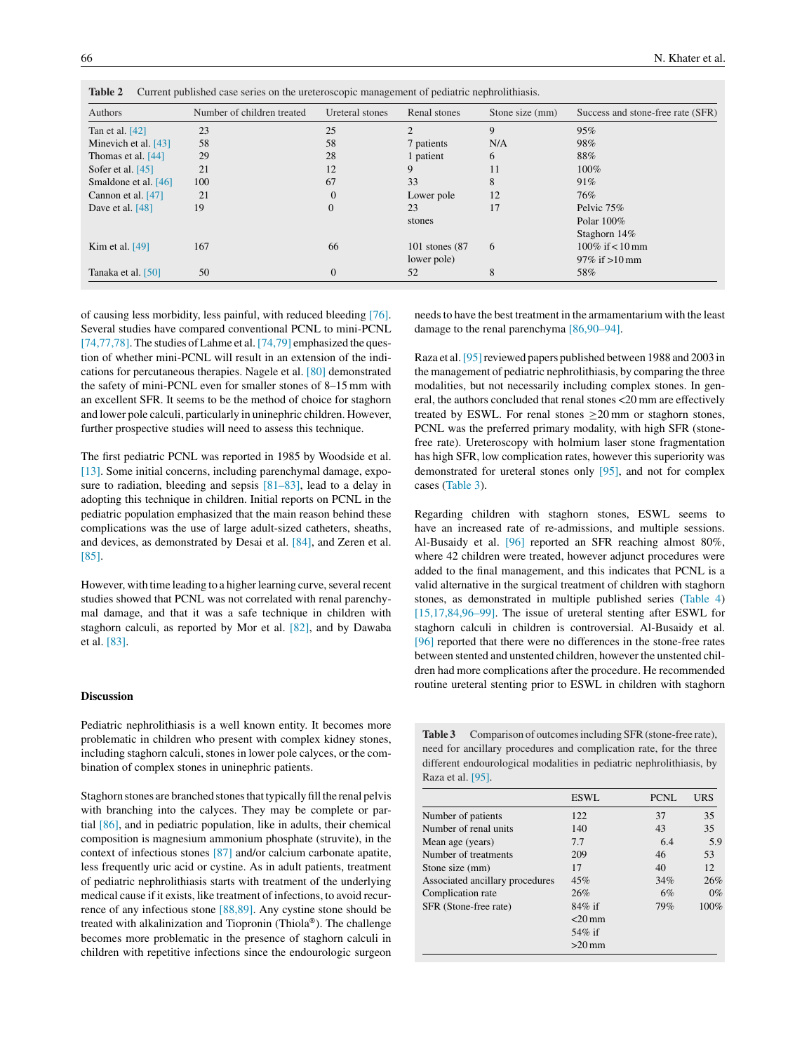**Table 2** Current published case series on the ureteroscopic management of pediatric nephrolithiasis.

| Authors | Number of children treated | Ureteral stones | Renal stones | Stone size (mm) | Success and stone-free rate (SFR) |
|---|---|---|---|---|---|
| Tan et al. [42] | 23 | 25 | 2 | 9 | 95% |
| Minevich et al. [43] | 58 | 58 | 7 patients | N/A | 98% |
| Thomas et al. [44] | 29 | 28 | 1 patient | 6 | 88% |
| Sofer et al. [45] | 21 | 12 | 9 | 11 | 100% |
| Smaldone et al. [46] | 100 | 67 | 33 | 8 | 91% |
| Cannon et al. [47] | 21 | 0 | Lower pole | 12 | 76% |
| Dave et al. [48] | 19 | 0 | 23 stones | 17 | Pelvic 75%<br>Polar 100%<br>Staghorn 14% |
| Kim et al. [49] | 167 | 66 | 101 stones (87 lower pole) | 6 | 100% if < 10 mm<br>97% if >10 mm |
| Tanaka et al. [50] | 50 | 0 | 52 | 8 | 58% |

of causing less morbidity, less painful, with reduced bleeding [76]. Several studies have compared conventional PCNL to mini-PCNL [74,77,78]. The studies of Lahme et al. [74,79] emphasized the question of whether mini-PCNL will result in an extension of the indications for percutaneous therapies. Nagele et al. [80] demonstrated the safety of mini-PCNL even for smaller stones of 8–15 mm with an excellent SFR. It seems to be the method of choice for staghorn and lower pole calculi, particularly in uninephric children. However, further prospective studies will need to assess this technique.

The first pediatric PCNL was reported in 1985 by Woodside et al. [13]. Some initial concerns, including parenchymal damage, exposure to radiation, bleeding and sepsis [81–83], lead to a delay in adopting this technique in children. Initial reports on PCNL in the pediatric population emphasized that the main reason behind these complications was the use of large adult-sized catheters, sheaths, and devices, as demonstrated by Desai et al. [84], and Zeren et al. [85].

However, with time leading to a higher learning curve, several recent studies showed that PCNL was not correlated with renal parenchymal damage, and that it was a safe technique in children with staghorn calculi, as reported by Mor et al. [82], and by Dawaba et al. [83].

## Discussion

Pediatric nephrolithiasis is a well known entity. It becomes more problematic in children who present with complex kidney stones, including staghorn calculi, stones in lower pole calyces, or the combination of complex stones in uninephric patients.

Staghorn stones are branched stones that typically fill the renal pelvis with branching into the calyces. They may be complete or partial [86], and in pediatric population, like in adults, their chemical composition is magnesium ammonium phosphate (struvite), in the context of infectious stones [87] and/or calcium carbonate apatite, less frequently uric acid or cystine. As in adult patients, treatment of pediatric nephrolithiasis starts with treatment of the underlying medical cause if it exists, like treatment of infections, to avoid recurrence of any infectious stone [88,89]. Any cystine stone should be treated with alkalinization and Tiopronin (Thiola®). The challenge becomes more problematic in the presence of staghorn calculi in children with repetitive infections since the endourologic surgeon needs to have the best treatment in the armamentarium with the least damage to the renal parenchyma [86,90–94].

Raza et al. [95] reviewed papers published between 1988 and 2003 in the management of pediatric nephrolithiasis, by comparing the three modalities, but not necessarily including complex stones. In general, the authors concluded that renal stones <20 mm are effectively treated by ESWL. For renal stones ≥20 mm or staghorn stones, PCNL was the preferred primary modality, with high SFR (stone-free rate). Ureteroscopy with holmium laser stone fragmentation has high SFR, low complication rates, however this superiority was demonstrated for ureteral stones only [95], and not for complex cases (Table 3).

Regarding children with staghorn stones, ESWL seems to have an increased rate of re-admissions, and multiple sessions. Al-Busaidy et al. [96] reported an SFR reaching almost 80%, where 42 children were treated, however adjunct procedures were added to the final management, and this indicates that PCNL is a valid alternative in the surgical treatment of children with staghorn stones, as demonstrated in multiple published series (Table 4) [15,17,84,96–99]. The issue of ureteral stenting after ESWL for staghorn calculi in children is controversial. Al-Busaidy et al. [96] reported that there were no differences in the stone-free rates between stented and unstented children, however the unstented children had more complications after the procedure. He recommended routine ureteral stenting prior to ESWL in children with staghorn

**Table 3** Comparison of outcomes including SFR (stone-free rate), need for ancillary procedures and complication rate, for the three different endourological modalities in pediatric nephrolithiasis, by Raza et al. [95].

| | ESWL | PCNL | URS |
|---|---|---|---|
| Number of patients | 122 | 37 | 35 |
| Number of renal units | 140 | 43 | 35 |
| Mean age (years) | 7.7 | 6.4 | 5.9 |
| Number of treatments | 209 | 46 | 53 |
| Stone size (mm) | 17 | 40 | 12 |
| Associated ancillary procedures | 45% | 34% | 26% |
| Complication rate | 26% | 6% | 0% |
| SFR (Stone-free rate) | 84% if <20 mm<br>54% if >20 mm | 79% | 100% |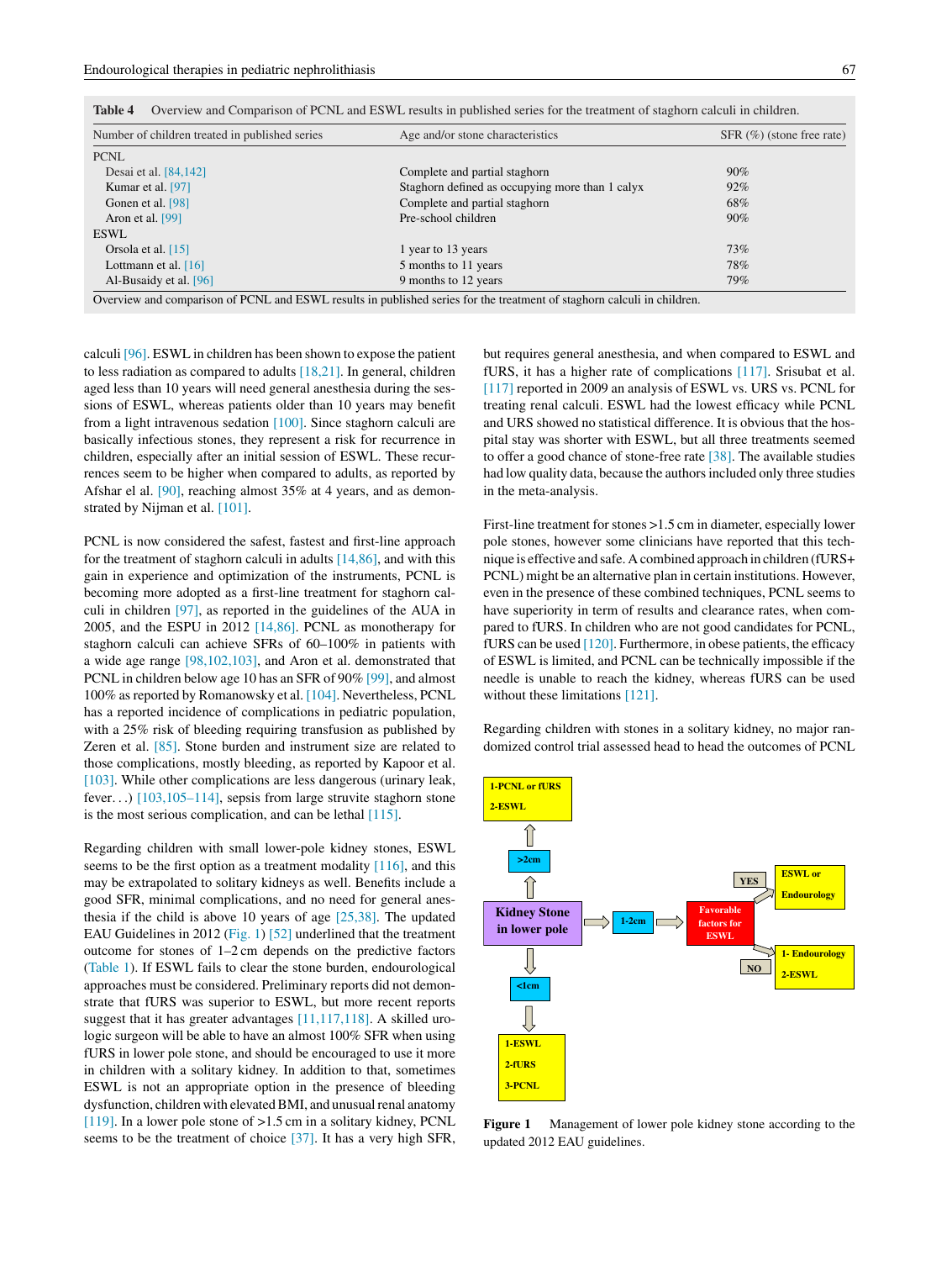**Table 4** Overview and Comparison of PCNL and ESWL results in published series for the treatment of staghorn calculi in children.

| Number of children treated in published series | Age and/or stone characteristics | SFR (%) (stone free rate) |
|---|---|---|
| PCNL | | |
| Desai et al. [84,142] | Complete and partial staghorn | 90% |
| Kumar et al. [97] | Staghorn defined as occupying more than 1 calyx | 92% |
| Gonen et al. [98] | Complete and partial staghorn | 68% |
| Aron et al. [99] | Pre-school children | 90% |
| ESWL | | |
| Orsola et al. [15] | 1 year to 13 years | 73% |
| Lottmann et al. [16] | 5 months to 11 years | 78% |
| Al-Busaidy et al. [96] | 9 months to 12 years | 79% |

Overview and comparison of PCNL and ESWL results in published series for the treatment of staghorn calculi in children.

calculi [96]. ESWL in children has been shown to expose the patient to less radiation as compared to adults [18,21]. In general, children aged less than 10 years will need general anesthesia during the sessions of ESWL, whereas patients older than 10 years may benefit from a light intravenous sedation [100]. Since staghorn calculi are basically infectious stones, they represent a risk for recurrence in children, especially after an initial session of ESWL. These recurrences seem to be higher when compared to adults, as reported by Afshar el al. [90], reaching almost 35% at 4 years, and as demonstrated by Nijman et al. [101].

PCNL is now considered the safest, fastest and first-line approach for the treatment of staghorn calculi in adults [14,86], and with this gain in experience and optimization of the instruments, PCNL is becoming more adopted as a first-line treatment for staghorn calculi in children [97], as reported in the guidelines of the AUA in 2005, and the ESPU in 2012 [14,86]. PCNL as monotherapy for staghorn calculi can achieve SFRs of 60–100% in patients with a wide age range [98,102,103], and Aron et al. demonstrated that PCNL in children below age 10 has an SFR of 90% [99], and almost 100% as reported by Romanowsky et al. [104]. Nevertheless, PCNL has a reported incidence of complications in pediatric population, with a 25% risk of bleeding requiring transfusion as published by Zeren et al. [85]. Stone burden and instrument size are related to those complications, mostly bleeding, as reported by Kapoor et al. [103]. While other complications are less dangerous (urinary leak, fever...) [103,105–114], sepsis from large struvite staghorn stone is the most serious complication, and can be lethal [115].

Regarding children with small lower-pole kidney stones, ESWL seems to be the first option as a treatment modality [116], and this may be extrapolated to solitary kidneys as well. Benefits include a good SFR, minimal complications, and no need for general anesthesia if the child is above 10 years of age [25,38]. The updated EAU Guidelines in 2012 (Fig. 1) [52] underlined that the treatment outcome for stones of 1–2 cm depends on the predictive factors (Table 1). If ESWL fails to clear the stone burden, endourological approaches must be considered. Preliminary reports did not demonstrate that fURS was superior to ESWL, but more recent reports suggest that it has greater advantages [11,117,118]. A skilled urologic surgeon will be able to have an almost 100% SFR when using fURS in lower pole stone, and should be encouraged to use it more in children with a solitary kidney. In addition to that, sometimes ESWL is not an appropriate option in the presence of bleeding dysfunction, children with elevated BMI, and unusual renal anatomy [119]. In a lower pole stone of >1.5 cm in a solitary kidney, PCNL seems to be the treatment of choice [37]. It has a very high SFR, but requires general anesthesia, and when compared to ESWL and fURS, it has a higher rate of complications [117]. Srisubat et al. [117] reported in 2009 an analysis of ESWL vs. URS vs. PCNL for treating renal calculi. ESWL had the lowest efficacy while PCNL and URS showed no statistical difference. It is obvious that the hospital stay was shorter with ESWL, but all three treatments seemed to offer a good chance of stone-free rate [38]. The available studies had low quality data, because the authors included only three studies in the meta-analysis.

First-line treatment for stones >1.5 cm in diameter, especially lower pole stones, however some clinicians have reported that this technique is effective and safe. A combined approach in children (fURS+ PCNL) might be an alternative plan in certain institutions. However, even in the presence of these combined techniques, PCNL seems to have superiority in term of results and clearance rates, when compared to fURS. In children who are not good candidates for PCNL, fURS can be used [120]. Furthermore, in obese patients, the efficacy of ESWL is limited, and PCNL can be technically impossible if the needle is unable to reach the kidney, whereas fURS can be used without these limitations [121].

Regarding children with stones in a solitary kidney, no major randomized control trial assessed head to head the outcomes of PCNL

**Figure 1** Management of lower pole kidney stone according to the updated 2012 EAU guidelines.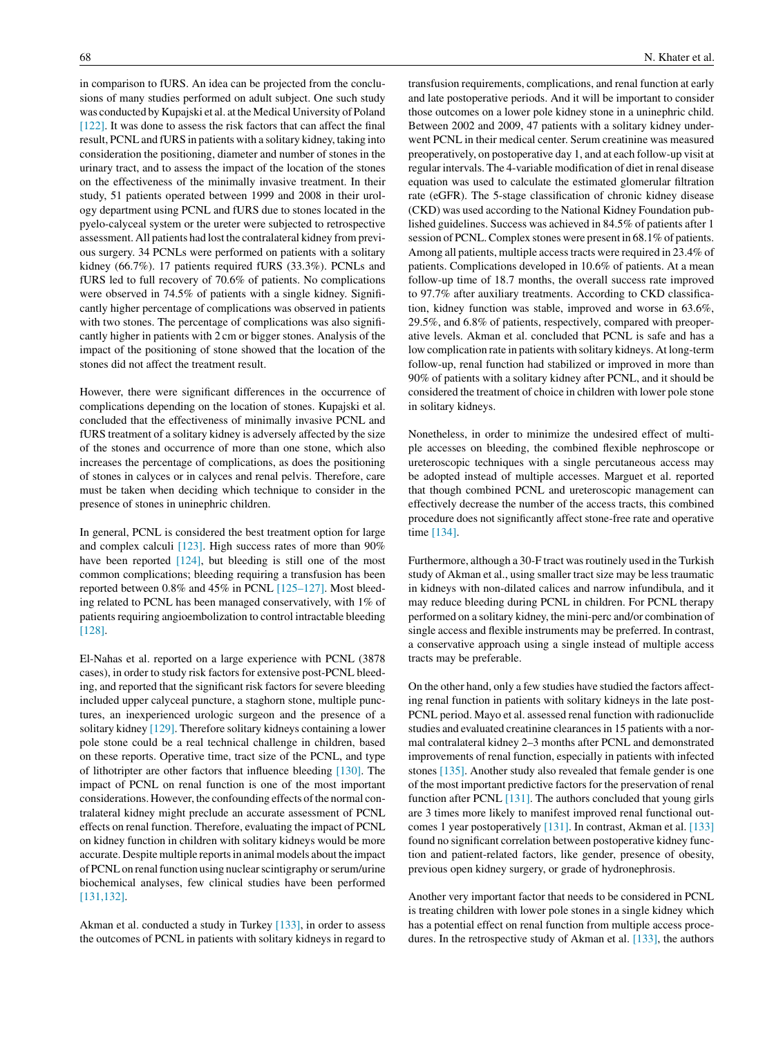in comparison to fURS. An idea can be projected from the conclusions of many studies performed on adult subject. One such study was conducted by Kupajski et al. at the Medical University of Poland [122]. It was done to assess the risk factors that can affect the final result, PCNL and fURS in patients with a solitary kidney, taking into consideration the positioning, diameter and number of stones in the urinary tract, and to assess the impact of the location of the stones on the effectiveness of the minimally invasive treatment. In their study, 51 patients operated between 1999 and 2008 in their urology department using PCNL and fURS due to stones located in the pyelo-calyceal system or the ureter were subjected to retrospective assessment. All patients had lost the contralateral kidney from previous surgery. 34 PCNLs were performed on patients with a solitary kidney (66.7%). 17 patients required fURS (33.3%). PCNLs and fURS led to full recovery of 70.6% of patients. No complications were observed in 74.5% of patients with a single kidney. Significantly higher percentage of complications was observed in patients with two stones. The percentage of complications was also significantly higher in patients with 2 cm or bigger stones. Analysis of the impact of the positioning of stone showed that the location of the stones did not affect the treatment result.

However, there were significant differences in the occurrence of complications depending on the location of stones. Kupajski et al. concluded that the effectiveness of minimally invasive PCNL and fURS treatment of a solitary kidney is adversely affected by the size of the stones and occurrence of more than one stone, which also increases the percentage of complications, as does the positioning of stones in calyces or in calyces and renal pelvis. Therefore, care must be taken when deciding which technique to consider in the presence of stones in uninephric children.

In general, PCNL is considered the best treatment option for large and complex calculi [123]. High success rates of more than 90% have been reported [124], but bleeding is still one of the most common complications; bleeding requiring a transfusion has been reported between 0.8% and 45% in PCNL [125–127]. Most bleeding related to PCNL has been managed conservatively, with 1% of patients requiring angioembolization to control intractable bleeding [128].

El-Nahas et al. reported on a large experience with PCNL (3878 cases), in order to study risk factors for extensive post-PCNL bleeding, and reported that the significant risk factors for severe bleeding included upper calyceal puncture, a staghorn stone, multiple punctures, an inexperienced urologic surgeon and the presence of a solitary kidney [129]. Therefore solitary kidneys containing a lower pole stone could be a real technical challenge in children, based on these reports. Operative time, tract size of the PCNL, and type of lithotripter are other factors that influence bleeding [130]. The impact of PCNL on renal function is one of the most important considerations. However, the confounding effects of the normal contralateral kidney might preclude an accurate assessment of PCNL effects on renal function. Therefore, evaluating the impact of PCNL on kidney function in children with solitary kidneys would be more accurate. Despite multiple reports in animal models about the impact of PCNL on renal function using nuclear scintigraphy or serum/urine biochemical analyses, few clinical studies have been performed [131,132].

Akman et al. conducted a study in Turkey [133], in order to assess the outcomes of PCNL in patients with solitary kidneys in regard to transfusion requirements, complications, and renal function at early and late postoperative periods. And it will be important to consider those outcomes on a lower pole kidney stone in a uninephric child. Between 2002 and 2009, 47 patients with a solitary kidney underwent PCNL in their medical center. Serum creatinine was measured preoperatively, on postoperative day 1, and at each follow-up visit at regular intervals. The 4-variable modification of diet in renal disease equation was used to calculate the estimated glomerular filtration rate (eGFR). The 5-stage classification of chronic kidney disease (CKD) was used according to the National Kidney Foundation published guidelines. Success was achieved in 84.5% of patients after 1 session of PCNL. Complex stones were present in 68.1% of patients. Among all patients, multiple access tracts were required in 23.4% of patients. Complications developed in 10.6% of patients. At a mean follow-up time of 18.7 months, the overall success rate improved to 97.7% after auxiliary treatments. According to CKD classification, kidney function was stable, improved and worse in 63.6%, 29.5%, and 6.8% of patients, respectively, compared with preoperative levels. Akman et al. concluded that PCNL is safe and has a low complication rate in patients with solitary kidneys. At long-term follow-up, renal function had stabilized or improved in more than 90% of patients with a solitary kidney after PCNL, and it should be considered the treatment of choice in children with lower pole stone in solitary kidneys.

Nonetheless, in order to minimize the undesired effect of multiple accesses on bleeding, the combined flexible nephroscope or ureteroscopic techniques with a single percutaneous access may be adopted instead of multiple accesses. Marguet et al. reported that though combined PCNL and ureteroscopic management can effectively decrease the number of the access tracts, this combined procedure does not significantly affect stone-free rate and operative time [134].

Furthermore, although a 30-F tract was routinely used in the Turkish study of Akman et al., using smaller tract size may be less traumatic in kidneys with non-dilated calices and narrow infundibula, and it may reduce bleeding during PCNL in children. For PCNL therapy performed on a solitary kidney, the mini-perc and/or combination of single access and flexible instruments may be preferred. In contrast, a conservative approach using a single instead of multiple access tracts may be preferable.

On the other hand, only a few studies have studied the factors affecting renal function in patients with solitary kidneys in the late post-PCNL period. Mayo et al. assessed renal function with radionuclide studies and evaluated creatinine clearances in 15 patients with a normal contralateral kidney 2–3 months after PCNL and demonstrated improvements of renal function, especially in patients with infected stones [135]. Another study also revealed that female gender is one of the most important predictive factors for the preservation of renal function after PCNL [131]. The authors concluded that young girls are 3 times more likely to manifest improved renal functional outcomes 1 year postoperatively [131]. In contrast, Akman et al. [133] found no significant correlation between postoperative kidney function and patient-related factors, like gender, presence of obesity, previous open kidney surgery, or grade of hydronephrosis.

Another very important factor that needs to be considered in PCNL is treating children with lower pole stones in a single kidney which has a potential effect on renal function from multiple access procedures. In the retrospective study of Akman et al. [133], the authors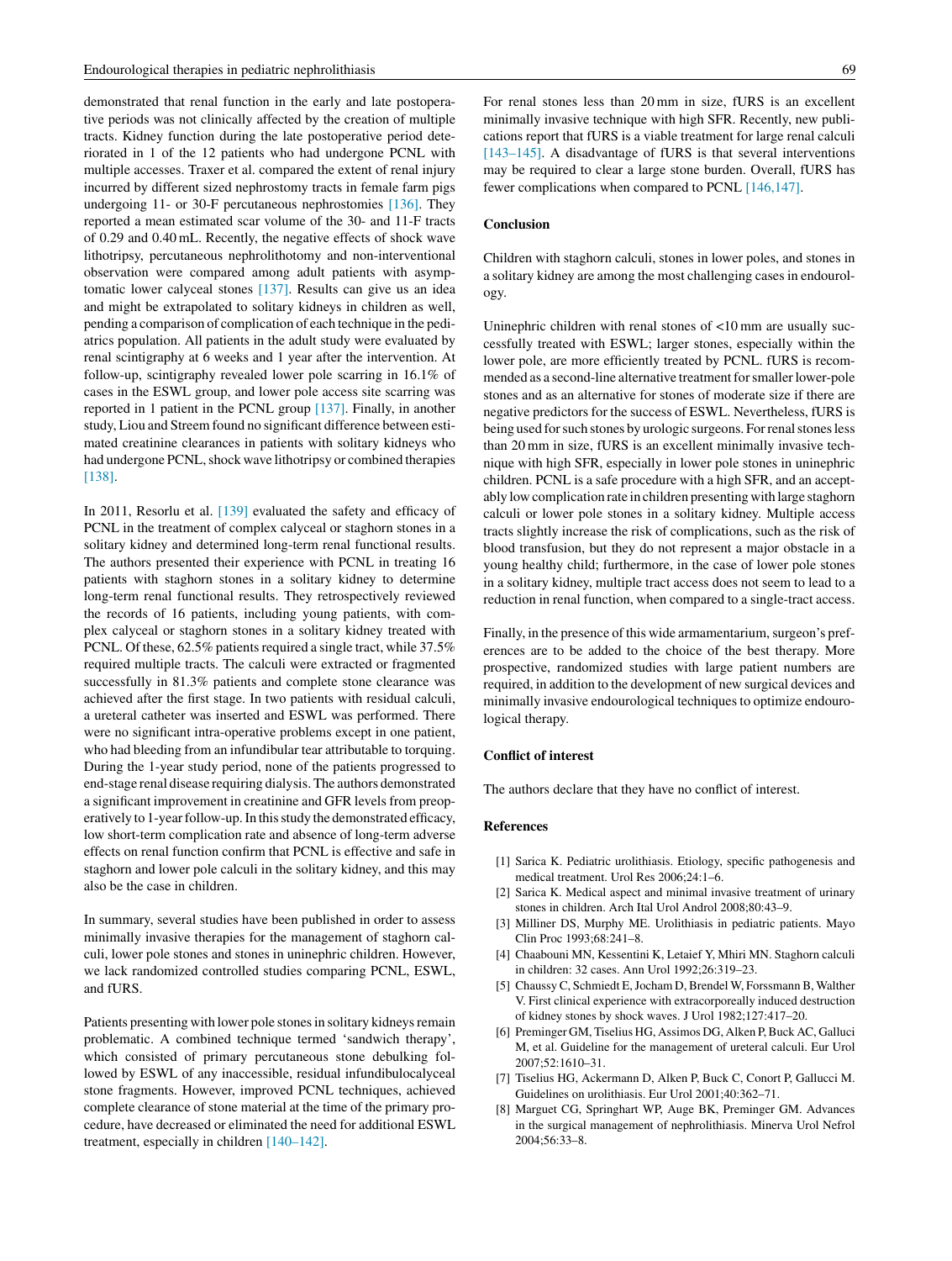demonstrated that renal function in the early and late postoperative periods was not clinically affected by the creation of multiple tracts. Kidney function during the late postoperative period deteriorated in 1 of the 12 patients who had undergone PCNL with multiple accesses. Traxer et al. compared the extent of renal injury incurred by different sized nephrostomy tracts in female farm pigs undergoing 11- or 30-F percutaneous nephrostomies [136]. They reported a mean estimated scar volume of the 30- and 11-F tracts of 0.29 and 0.40 mL. Recently, the negative effects of shock wave lithotripsy, percutaneous nephrolithotomy and non-interventional observation were compared among adult patients with asymptomatic lower calyceal stones [137]. Results can give us an idea and might be extrapolated to solitary kidneys in children as well, pending a comparison of complication of each technique in the pediatrics population. All patients in the adult study were evaluated by renal scintigraphy at 6 weeks and 1 year after the intervention. At follow-up, scintigraphy revealed lower pole scarring in 16.1% of cases in the ESWL group, and lower pole access site scarring was reported in 1 patient in the PCNL group [137]. Finally, in another study, Liou and Streem found no significant difference between estimated creatinine clearances in patients with solitary kidneys who had undergone PCNL, shock wave lithotripsy or combined therapies [138].

In 2011, Resorlu et al. [139] evaluated the safety and efficacy of PCNL in the treatment of complex calyceal or staghorn stones in a solitary kidney and determined long-term renal functional results. The authors presented their experience with PCNL in treating 16 patients with staghorn stones in a solitary kidney to determine long-term renal functional results. They retrospectively reviewed the records of 16 patients, including young patients, with complex calyceal or staghorn stones in a solitary kidney treated with PCNL. Of these, 62.5% patients required a single tract, while 37.5% required multiple tracts. The calculi were extracted or fragmented successfully in 81.3% patients and complete stone clearance was achieved after the first stage. In two patients with residual calculi, a ureteral catheter was inserted and ESWL was performed. There were no significant intra-operative problems except in one patient, who had bleeding from an infundibular tear attributable to torquing. During the 1-year study period, none of the patients progressed to end-stage renal disease requiring dialysis. The authors demonstrated a significant improvement in creatinine and GFR levels from preoperatively to 1-year follow-up. In this study the demonstrated efficacy, low short-term complication rate and absence of long-term adverse effects on renal function confirm that PCNL is effective and safe in staghorn and lower pole calculi in the solitary kidney, and this may also be the case in children.

In summary, several studies have been published in order to assess minimally invasive therapies for the management of staghorn calculi, lower pole stones and stones in uninephric children. However, we lack randomized controlled studies comparing PCNL, ESWL, and fURS.

Patients presenting with lower pole stones in solitary kidneys remain problematic. A combined technique termed 'sandwich therapy', which consisted of primary percutaneous stone debulking followed by ESWL of any inaccessible, residual infundibulocalyceal stone fragments. However, improved PCNL techniques, achieved complete clearance of stone material at the time of the primary procedure, have decreased or eliminated the need for additional ESWL treatment, especially in children [140–142].

For renal stones less than 20 mm in size, fURS is an excellent minimally invasive technique with high SFR. Recently, new publications report that fURS is a viable treatment for large renal calculi [143–145]. A disadvantage of fURS is that several interventions may be required to clear a large stone burden. Overall, fURS has fewer complications when compared to PCNL [146,147].

## Conclusion

Children with staghorn calculi, stones in lower poles, and stones in a solitary kidney are among the most challenging cases in endourology.

Uninephric children with renal stones of <10 mm are usually successfully treated with ESWL; larger stones, especially within the lower pole, are more efficiently treated by PCNL. fURS is recommended as a second-line alternative treatment for smaller lower-pole stones and as an alternative for stones of moderate size if there are negative predictors for the success of ESWL. Nevertheless, fURS is being used for such stones by urologic surgeons. For renal stones less than 20 mm in size, fURS is an excellent minimally invasive technique with high SFR, especially in lower pole stones in uninephric children. PCNL is a safe procedure with a high SFR, and an acceptably low complication rate in children presenting with large staghorn calculi or lower pole stones in a solitary kidney. Multiple access tracts slightly increase the risk of complications, such as the risk of blood transfusion, but they do not represent a major obstacle in a young healthy child; furthermore, in the case of lower pole stones in a solitary kidney, multiple tract access does not seem to lead to a reduction in renal function, when compared to a single-tract access.

Finally, in the presence of this wide armamentarium, surgeon's preferences are to be added to the choice of the best therapy. More prospective, randomized studies with large patient numbers are required, in addition to the development of new surgical devices and minimally invasive endourological techniques to optimize endourological therapy.

## Conflict of interest

The authors declare that they have no conflict of interest.

## References

[1] Sarica K. Pediatric urolithiasis. Etiology, specific pathogenesis and medical treatment. Urol Res 2006;24:1–6.

[2] Sarica K. Medical aspect and minimal invasive treatment of urinary stones in children. Arch Ital Urol Androl 2008;80:43–9.

[3] Milliner DS, Murphy ME. Urolithiasis in pediatric patients. Mayo Clin Proc 1993;68:241–8.

[4] Chaabouni MN, Kessentini K, Letaief Y, Mhiri MN. Staghorn calculi in children: 32 cases. Ann Urol 1992;26:319–23.

[5] Chaussy C, Schmiedt E, Jocham D, Brendel W, Forssmann B, Walther V. First clinical experience with extracorporeally induced destruction of kidney stones by shock waves. J Urol 1982;127:417–20.

[6] Preminger GM, Tiselius HG, Assimos DG, Alken P, Buck AC, Galluci M, et al. Guideline for the management of ureteral calculi. Eur Urol 2007;52:1610–31.

[7] Tiselius HG, Ackermann D, Alken P, Buck C, Conort P, Gallucci M. Guidelines on urolithiasis. Eur Urol 2001;40:362–71.

[8] Marguet CG, Springhart WP, Auge BK, Preminger GM. Advances in the surgical management of nephrolithiasis. Minerva Urol Nefrol 2004;56:33–8.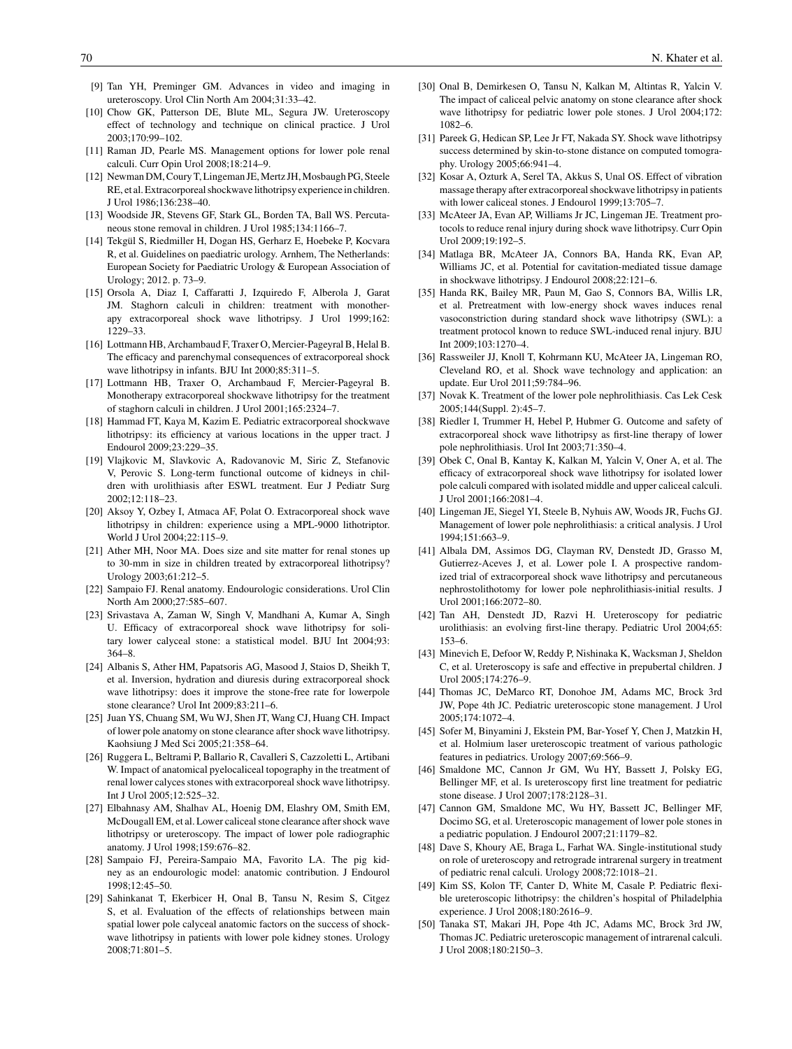[9] Tan YH, Preminger GM. Advances in video and imaging in ureteroscopy. Urol Clin North Am 2004;31:33–42.

[10] Chow GK, Patterson DE, Blute ML, Segura JW. Ureteroscopy effect of technology and technique on clinical practice. J Urol 2003;170:99–102.

[11] Raman JD, Pearle MS. Management options for lower pole renal calculi. Curr Opin Urol 2008;18:214–9.

[12] Newman DM, Coury T, Lingeman JE, Mertz JH, Mosbaugh PG, Steele RE, et al. Extracorporeal shockwave lithotripsy experience in children. J Urol 1986;136:238–40.

[13] Woodside JR, Stevens GF, Stark GL, Borden TA, Ball WS. Percutaneous stone removal in children. J Urol 1985;134:1166–7.

[14] Tekgül S, Riedmiller H, Dogan HS, Gerharz E, Hoebeke P, Kocvara R, et al. Guidelines on paediatric urology. Arnhem, The Netherlands: European Society for Paediatric Urology & European Association of Urology; 2012. p. 73–9.

[15] Orsola A, Diaz I, Caffaratti J, Izquiredo F, Alberola J, Garat JM. Staghorn calculi in children: treatment with monotherapy extracorporeal shock wave lithotripsy. J Urol 1999;162: 1229–33.

[16] Lottmann HB, Archambaud F, Traxer O, Mercier-Pageyral B, Helal B. The efficacy and parenchymal consequences of extracorporeal shock wave lithotripsy in infants. BJU Int 2000;85:311–5.

[17] Lottmann HB, Traxer O, Archambaud F, Mercier-Pageyral B. Monotherapy extracorporeal shockwave lithotripsy for the treatment of staghorn calculi in children. J Urol 2001;165:2324–7.

[18] Hammad FT, Kaya M, Kazim E. Pediatric extracorporeal shockwave lithotripsy: its efficiency at various locations in the upper tract. J Endourol 2009;23:229–35.

[19] Vlajkovic M, Slavkovic A, Radovanovic M, Siric Z, Stefanovic V, Perovic S. Long-term functional outcome of kidneys in children with urolithiasis after ESWL treatment. Eur J Pediatr Surg 2002;12:118–23.

[20] Aksoy Y, Ozbey I, Atmaca AF, Polat O. Extracorporeal shock wave lithotripsy in children: experience using a MPL-9000 lithotriptor. World J Urol 2004;22:115–9.

[21] Ather MH, Noor MA. Does size and site matter for renal stones up to 30-mm in size in children treated by extracorporeal lithotripsy? Urology 2003;61:212–5.

[22] Sampaio FJ. Renal anatomy. Endourologic considerations. Urol Clin North Am 2000;27:585–607.

[23] Srivastava A, Zaman W, Singh V, Mandhani A, Kumar A, Singh U. Efficacy of extracorporeal shock wave lithotripsy for solitary lower calyceal stone: a statistical model. BJU Int 2004;93: 364–8.

[24] Albanis S, Ather HM, Papatsoris AG, Masood J, Staios D, Sheikh T, et al. Inversion, hydration and diuresis during extracorporeal shock wave lithotripsy: does it improve the stone-free rate for lowerpole stone clearance? Urol Int 2009;83:211–6.

[25] Juan YS, Chuang SM, Wu WJ, Shen JT, Wang CJ, Huang CH. Impact of lower pole anatomy on stone clearance after shock wave lithotripsy. Kaohsiung J Med Sci 2005;21:358–64.

[26] Ruggera L, Beltrami P, Ballario R, Cavalleri S, Cazzoletti L, Artibani W. Impact of anatomical pyelocaliceal topography in the treatment of renal lower calyces stones with extracorporeal shock wave lithotripsy. Int J Urol 2005;12:525–32.

[27] Elbahnasy AM, Shalhav AL, Hoenig DM, Elashry OM, Smith EM, McDougall EM, et al. Lower caliceal stone clearance after shock wave lithotripsy or ureteroscopy. The impact of lower pole radiographic anatomy. J Urol 1998;159:676–82.

[28] Sampaio FJ, Pereira-Sampaio MA, Favorito LA. The pig kidney as an endourologic model: anatomic contribution. J Endourol 1998;12:45–50.

[29] Sahinkanat T, Ekerbicer H, Onal B, Tansu N, Resim S, Citgez S, et al. Evaluation of the effects of relationships between main spatial lower pole calyceal anatomic factors on the success of shockwave lithotripsy in patients with lower pole kidney stones. Urology 2008;71:801–5.

[30] Onal B, Demirkesen O, Tansu N, Kalkan M, Altintas R, Yalcin V. The impact of caliceal pelvic anatomy on stone clearance after shock wave lithotripsy for pediatric lower pole stones. J Urol 2004;172: 1082–6.

[31] Pareek G, Hedican SP, Lee Jr FT, Nakada SY. Shock wave lithotripsy success determined by skin-to-stone distance on computed tomography. Urology 2005;66:941–4.

[32] Kosar A, Ozturk A, Serel TA, Akkus S, Unal OS. Effect of vibration massage therapy after extracorporeal shockwave lithotripsy in patients with lower caliceal stones. J Endourol 1999;13:705–7.

[33] McAteer JA, Evan AP, Williams Jr JC, Lingeman JE. Treatment protocols to reduce renal injury during shock wave lithotripsy. Curr Opin Urol 2009;19:192–5.

[34] Matlaga BR, McAteer JA, Connors BA, Handa RK, Evan AP, Williams JC, et al. Potential for cavitation-mediated tissue damage in shockwave lithotripsy. J Endourol 2008;22:121–6.

[35] Handa RK, Bailey MR, Paun M, Gao S, Connors BA, Willis LR, et al. Pretreatment with low-energy shock waves induces renal vasoconstriction during standard shock wave lithotripsy (SWL): a treatment protocol known to reduce SWL-induced renal injury. BJU Int 2009;103:1270–4.

[36] Rassweiler JJ, Knoll T, Kohrmann KU, McAteer JA, Lingeman RO, Cleveland RO, et al. Shock wave technology and application: an update. Eur Urol 2011;59:784–96.

[37] Novak K. Treatment of the lower pole nephrolithiasis. Cas Lek Cesk 2005;144(Suppl. 2):45–7.

[38] Riedler I, Trummer H, Hebel P, Hubmer G. Outcome and safety of extracorporeal shock wave lithotripsy as first-line therapy of lower pole nephrolithiasis. Urol Int 2003;71:350–4.

[39] Obek C, Onal B, Kantay K, Kalkan M, Yalcin V, Oner A, et al. The efficacy of extracorporeal shock wave lithotripsy for isolated lower pole calculi compared with isolated middle and upper caliceal calculi. J Urol 2001;166:2081–4.

[40] Lingeman JE, Siegel YI, Steele B, Nyhuis AW, Woods JR, Fuchs GJ. Management of lower pole nephrolithiasis: a critical analysis. J Urol 1994;151:663–9.

[41] Albala DM, Assimos DG, Clayman RV, Denstedt JD, Grasso M, Gutierrez-Aceves J, et al. Lower pole I. A prospective randomized trial of extracorporeal shock wave lithotripsy and percutaneous nephrostolithotomy for lower pole nephrolithiasis-initial results. J Urol 2001;166:2072–80.

[42] Tan AH, Denstedt JD, Razvi H. Ureteroscopy for pediatric urolithiasis: an evolving first-line therapy. Pediatric Urol 2004;65: 153–6.

[43] Minevich E, Defoor W, Reddy P, Nishinaka K, Wacksman J, Sheldon C, et al. Ureteroscopy is safe and effective in prepubertal children. J Urol 2005;174:276–9.

[44] Thomas JC, DeMarco RT, Donohoe JM, Adams MC, Brock 3rd JW, Pope 4th JC. Pediatric ureteroscopic stone management. J Urol 2005;174:1072–4.

[45] Sofer M, Binyamini J, Ekstein PM, Bar-Yosef Y, Chen J, Matzkin H, et al. Holmium laser ureteroscopic treatment of various pathologic features in pediatrics. Urology 2007;69:566–9.

[46] Smaldone MC, Cannon Jr GM, Wu HY, Bassett J, Polsky EG, Bellinger MF, et al. Is ureteroscopy first line treatment for pediatric stone disease. J Urol 2007;178:2128–31.

[47] Cannon GM, Smaldone MC, Wu HY, Bassett JC, Bellinger MF, Docimo SG, et al. Ureteroscopic management of lower pole stones in a pediatric population. J Endourol 2007;21:1179–82.

[48] Dave S, Khoury AE, Braga L, Farhat WA. Single-institutional study on role of ureteroscopy and retrograde intrarenal surgery in treatment of pediatric renal calculi. Urology 2008;72:1018–21.

[49] Kim SS, Kolon TF, Canter D, White M, Casale P. Pediatric flexible ureteroscopic lithotripsy: the children's hospital of Philadelphia experience. J Urol 2008;180:2616–9.

[50] Tanaka ST, Makari JH, Pope 4th JC, Adams MC, Brock 3rd JW, Thomas JC. Pediatric ureteroscopic management of intrarenal calculi. J Urol 2008;180:2150–3.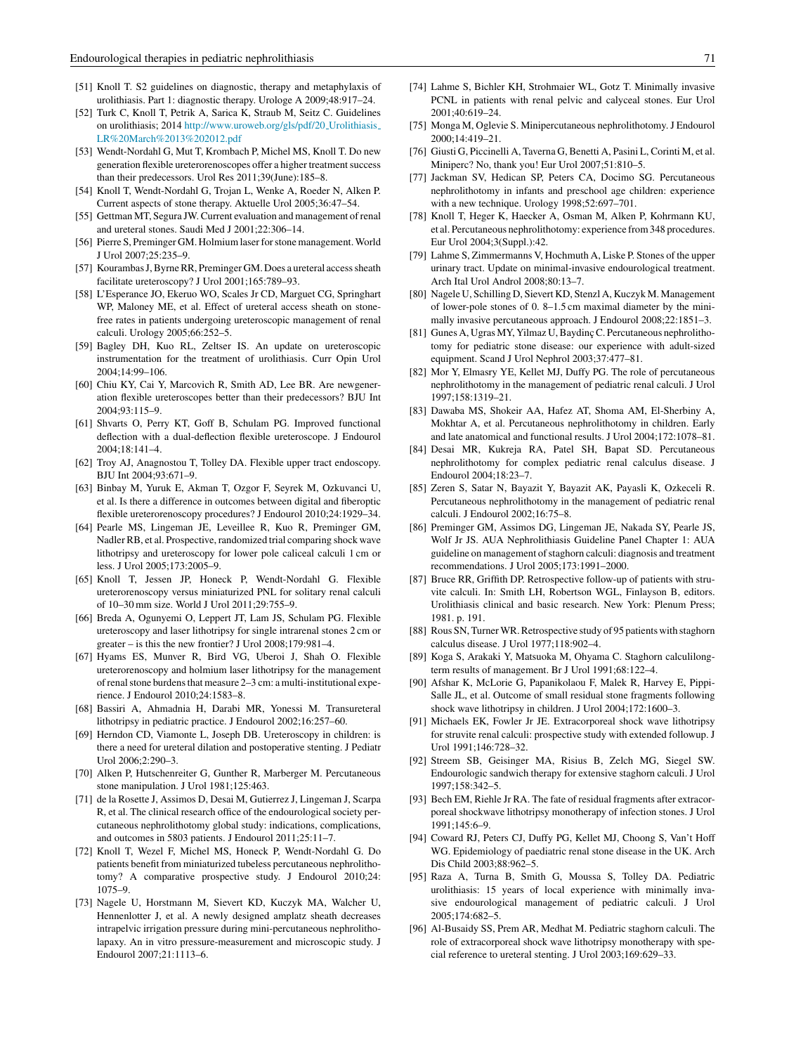[51] Knoll T. S2 guidelines on diagnostic, therapy and metaphylaxis of urolithiasis. Part 1: diagnostic therapy. Urologe A 2009;48:917–24.

[52] Turk C, Knoll T, Petrik A, Sarica K, Straub M, Seitz C. Guidelines on urolithiasis; 2014 http://www.uroweb.org/gls/pdf/20_Urolithiasis_LR%20March%2013%202012.pdf

[53] Wendt-Nordahl G, Mut T, Krombach P, Michel MS, Knoll T. Do new generation flexible ureterorenoscopes offer a higher treatment success than their predecessors. Urol Res 2011;39(June):185–8.

[54] Knoll T, Wendt-Nordahl G, Trojan L, Wenke A, Roeder N, Alken P. Current aspects of stone therapy. Aktuelle Urol 2005;36:47–54.

[55] Gettman MT, Segura JW. Current evaluation and management of renal and ureteral stones. Saudi Med J 2001;22:306–14.

[56] Pierre S, Preminger GM. Holmium laser for stone management. World J Urol 2007;25:235–9.

[57] Kourambas J, Byrne RR, Preminger GM. Does a ureteral access sheath facilitate ureteroscopy? J Urol 2001;165:789–93.

[58] L'Esperance JO, Ekeruo WO, Scales Jr CD, Marguet CG, Springhart WP, Maloney ME, et al. Effect of ureteral access sheath on stone-free rates in patients undergoing ureteroscopic management of renal calculi. Urology 2005;66:252–5.

[59] Bagley DH, Kuo RL, Zeltser IS. An update on ureteroscopic instrumentation for the treatment of urolithiasis. Curr Opin Urol 2004;14:99–106.

[60] Chiu KY, Cai Y, Marcovich R, Smith AD, Lee BR. Are newgeneration flexible ureteroscopes better than their predecessors? BJU Int 2004;93:115–9.

[61] Shvarts O, Perry KT, Goff B, Schulam PG. Improved functional deflection with a dual-deflection flexible ureteroscope. J Endourol 2004;18:141–4.

[62] Troy AJ, Anagnostou T, Tolley DA. Flexible upper tract endoscopy. BJU Int 2004;93:671–9.

[63] Binbay M, Yuruk E, Akman T, Ozgor F, Seyrek M, Ozkuvanci U, et al. Is there a difference in outcomes between digital and fiberoptic flexible ureterorenoscopy procedures? J Endourol 2010;24:1929–34.

[64] Pearle MS, Lingeman JE, Leveillee R, Kuo R, Preminger GM, Nadler RB, et al. Prospective, randomized trial comparing shock wave lithotripsy and ureteroscopy for lower pole caliceal calculi 1 cm or less. J Urol 2005;173:2005–9.

[65] Knoll T, Jessen JP, Honeck P, Wendt-Nordahl G. Flexible ureterorenoscopy versus miniaturized PNL for solitary renal calculi of 10–30 mm size. World J Urol 2011;29:755–9.

[66] Breda A, Ogunyemi O, Leppert JT, Lam JS, Schulam PG. Flexible ureteroscopy and laser lithotripsy for single intrarenal stones 2 cm or greater – is this the new frontier? J Urol 2008;179:981–4.

[67] Hyams ES, Munver R, Bird VG, Uberoi J, Shah O. Flexible ureterorenoscopy and holmium laser lithotripsy for the management of renal stone burdens that measure 2–3 cm: a multi-institutional experience. J Endourol 2010;24:1583–8.

[68] Bassiri A, Ahmadnia H, Darabi MR, Yonessi M. Transureteral lithotripsy in pediatric practice. J Endourol 2002;16:257–60.

[69] Herndon CD, Viamonte L, Joseph DB. Ureteroscopy in children: is there a need for ureteral dilation and postoperative stenting. J Pediatr Urol 2006;2:290–3.

[70] Alken P, Hutschenreiter G, Gunther R, Marberger M. Percutaneous stone manipulation. J Urol 1981;125:463.

[71] de la Rosette J, Assimos D, Desai M, Gutierrez J, Lingeman J, Scarpa R, et al. The clinical research office of the endourological society percutaneous nephrolithotomy global study: indications, complications, and outcomes in 5803 patients. J Endourol 2011;25:11–7.

[72] Knoll T, Wezel F, Michel MS, Honeck P, Wendt-Nordahl G. Do patients benefit from miniaturized tubeless percutaneous nephrolithotomy? A comparative prospective study. J Endourol 2010;24:1075–9.

[73] Nagele U, Horstmann M, Sievert KD, Kuczyk MA, Walcher U, Hennenlotter J, et al. A newly designed amplatz sheath decreases intrapelvic irrigation pressure during mini-percutaneous nephrolithotomy. An in vitro pressure-measurement and microscopic study. J Endourol 2007;21:1113–6.

[74] Lahme S, Bichler KH, Strohmaier WL, Gotz T. Minimally invasive PCNL in patients with renal pelvic and calyceal stones. Eur Urol 2001;40:619–24.

[75] Monga M, Oglevie S. Minipercutaneous nephrolithotomy. J Endourol 2000;14:419–21.

[76] Giusti G, Piccinelli A, Taverna G, Benetti A, Pasini L, Corinti M, et al. Miniperc? No, thank you! Eur Urol 2007;51:810–5.

[77] Jackman SV, Hedican SP, Peters CA, Docimo SG. Percutaneous nephrolithotomy in infants and preschool age children: experience with a new technique. Urology 1998;52:697–701.

[78] Knoll T, Heger K, Haecker A, Osman M, Alken P, Kohrmann KU, et al. Percutaneous nephrolithotomy: experience from 348 procedures. Eur Urol 2004;3(Suppl.):42.

[79] Lahme S, Zimmermanns V, Hochmuth A, Liske P. Stones of the upper urinary tract. Update on minimal-invasive endourological treatment. Arch Ital Urol Androl 2008;80:13–7.

[80] Nagele U, Schilling D, Sievert KD, Stenzl A, Kuczyk M. Management of lower-pole stones of 0. 8–1.5 cm maximal diameter by the minimally invasive percutaneous approach. J Endourol 2008;22:1851–3.

[81] Gunes A, Ugras MY, Yilmaz U, Baydinç C. Percutaneous nephrolithotomy for pediatric stone disease: our experience with adult-sized equipment. Scand J Urol Nephrol 2003;37:477–81.

[82] Mor Y, Elmasry YE, Kellet MJ, Duffy PG. The role of percutaneous nephrolithotomy in the management of pediatric renal calculi. J Urol 1997;158:1319–21.

[83] Dawaba MS, Shokeir AA, Hafez AT, Shoma AM, El-Sherbiny A, Mokhtar A, et al. Percutaneous nephrolithotomy in children. Early and late anatomical and functional results. J Urol 2004;172:1078–81.

[84] Desai MR, Kukreja RA, Patel SH, Bapat SD. Percutaneous nephrolithotomy for complex pediatric renal calculus disease. J Endourol 2004;18:23–7.

[85] Zeren S, Satar N, Bayazit Y, Bayazit AK, Payasli K, Ozkeceli R. Percutaneous nephrolithotomy in the management of pediatric renal calculi. J Endourol 2002;16:75–8.

[86] Preminger GM, Assimos DG, Lingeman JE, Nakada SY, Pearle JS, Wolf Jr JS. AUA Nephrolithiasis Guideline Panel Chapter 1: AUA guideline on management of staghorn calculi: diagnosis and treatment recommendations. J Urol 2005;173:1991–2000.

[87] Bruce RR, Griffith DP. Retrospective follow-up of patients with struvite calculi. In: Smith LH, Robertson WGL, Finlayson B, editors. Urolithiasis clinical and basic research. New York: Plenum Press; 1981. p. 191.

[88] Rous SN, Turner WR. Retrospective study of 95 patients with staghorn calculus disease. J Urol 1977;118:902–4.

[89] Koga S, Arakaki Y, Matsuoka M, Ohyama C. Staghorn calculilongterm results of management. Br J Urol 1991;68:122–4.

[90] Afshar K, McLorie G, Papanikolaou F, Malek R, Harvey E, Pippi-Salle JL, et al. Outcome of small residual stone fragments following shock wave lithotripsy in children. J Urol 2004;172:1600–3.

[91] Michaels EK, Fowler Jr JE. Extracorporeal shock wave lithotripsy for struvite renal calculi: prospective study with extended followup. J Urol 1991;146:728–32.

[92] Streem SB, Geisinger MA, Risius B, Zelch MG, Siegel SW. Endourologic sandwich therapy for extensive staghorn calculi. J Urol 1997;158:342–5.

[93] Bech EM, Riehle Jr RA. The fate of residual fragments after extracorporeal shockwave lithotripsy monotherapy of infection stones. J Urol 1991;145:6–9.

[94] Coward RJ, Peters CJ, Duffy PG, Kellet MJ, Choong S, Van't Hoff WG. Epidemiology of paediatric renal stone disease in the UK. Arch Dis Child 2003;88:962–5.

[95] Raza A, Turna B, Smith G, Moussa S, Tolley DA. Pediatric urolithiasis: 15 years of local experience with minimally invasive endourological management of pediatric calculi. J Urol 2005;174:682–5.

[96] Al-Busaidy SS, Prem AR, Medhat M. Pediatric staghorn calculi. The role of extracorporeal shock wave lithotripsy monotherapy with special reference to ureteral stenting. J Urol 2003;169:629–33.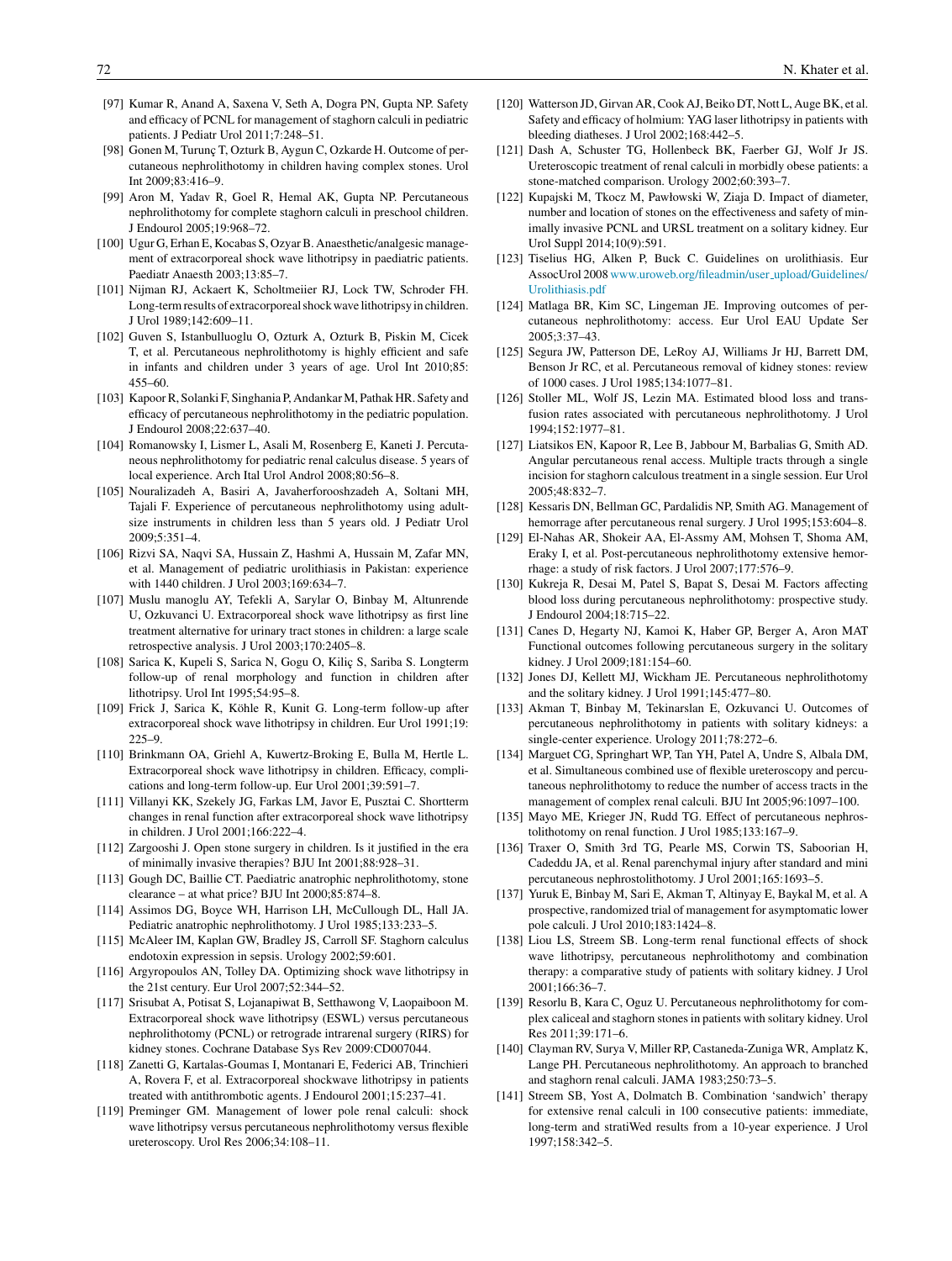[97] Kumar R, Anand A, Saxena V, Seth A, Dogra PN, Gupta NP. Safety and efficacy of PCNL for management of staghorn calculi in pediatric patients. J Pediatr Urol 2011;7:248–51.

[98] Gonen M, Turunç T, Ozturk B, Aygun C, Ozkarde H. Outcome of percutaneous nephrolithotomy in children having complex stones. Urol Int 2009;83:416–9.

[99] Aron M, Yadav R, Goel R, Hemal AK, Gupta NP. Percutaneous nephrolithotomy for complete staghorn calculi in preschool children. J Endourol 2005;19:968–72.

[100] Ugur G, Erhan E, Kocabas S, Ozyar B. Anaesthetic/analgesic management of extracorporeal shock wave lithotripsy in paediatric patients. Paediatr Anaesth 2003;13:85–7.

[101] Nijman RJ, Ackaert K, Scholtmeiier RJ, Lock TW, Schroder FH. Long-term results of extracorporeal shock wave lithotripsy in children. J Urol 1989;142:609–11.

[102] Guven S, Istanbulluoglu O, Ozturk A, Ozturk B, Piskin M, Cicek T, et al. Percutaneous nephrolithotomy is highly efficient and safe in infants and children under 3 years of age. Urol Int 2010;85: 455–60.

[103] Kapoor R, Solanki F, Singhania P, Andankar M, Pathak HR. Safety and efficacy of percutaneous nephrolithotomy in the pediatric population. J Endourol 2008;22:637–40.

[104] Romanowsky I, Lismer L, Asali M, Rosenberg E, Kaneti J. Percutaneous nephrolithotomy for pediatric renal calculus disease. 5 years of local experience. Arch Ital Urol Androl 2008;80:56–8.

[105] Nouralizadeh A, Basiri A, Javaherforooshzadeh A, Soltani MH, Tajali F. Experience of percutaneous nephrolithotomy using adult-size instruments in children less than 5 years old. J Pediatr Urol 2009;5:351–4.

[106] Rizvi SA, Naqvi SA, Hussain Z, Hashmi A, Hussain M, Zafar MN, et al. Management of pediatric urolithiasis in Pakistan: experience with 1440 children. J Urol 2003;169:634–7.

[107] Muslu manoglu AY, Tefekli A, Sarylar O, Binbay M, Altunrende U, Ozkuvanci U. Extracorporeal shock wave lithotripsy as first line treatment alternative for urinary tract stones in children: a large scale retrospective analysis. J Urol 2003;170:2405–8.

[108] Sarica K, Kupeli S, Sarica N, Gogu O, Kiliç S, Sariba S. Longterm follow-up of renal morphology and function in children after lithotripsy. Urol Int 1995;54:95–8.

[109] Frick J, Sarica K, Köhle R, Kunit G. Long-term follow-up after extracorporeal shock wave lithotripsy in children. Eur Urol 1991;19: 225–9.

[110] Brinkmann OA, Griehl A, Kuwertz-Broking E, Bulla M, Hertle L. Extracorporeal shock wave lithotripsy in children. Efficacy, complications and long-term follow-up. Eur Urol 2001;39:591–7.

[111] Villanyi KK, Szekely JG, Farkas LM, Javor E, Pusztai C. Shortterm changes in renal function after extracorporeal shock wave lithotripsy in children. J Urol 2001;166:222–4.

[112] Zargooshi J. Open stone surgery in children. Is it justified in the era of minimally invasive therapies? BJU Int 2001;88:928–31.

[113] Gough DC, Baillie CT. Paediatric anatrophic nephrolithotomy, stone clearance – at what price? BJU Int 2000;85:874–8.

[114] Assimos DG, Boyce WH, Harrison LH, McCullough DL, Hall JA. Pediatric anatrophic nephrolithotomy. J Urol 1985;133:233–5.

[115] McAleer IM, Kaplan GW, Bradley JS, Carroll SF. Staghorn calculus endotoxin expression in sepsis. Urology 2002;59:601.

[116] Argyropoulos AN, Tolley DA. Optimizing shock wave lithotripsy in the 21st century. Eur Urol 2007;52:344–52.

[117] Srisubat A, Potisat S, Lojanapiwat B, Setthawong V, Laopaiboon M. Extracorporeal shock wave lithotripsy (ESWL) versus percutaneous nephrolithotomy (PCNL) or retrograde intrarenal surgery (RIRS) for kidney stones. Cochrane Database Sys Rev 2009:CD007044.

[118] Zanetti G, Kartalas-Goumas I, Montanari E, Federici AB, Trinchieri A, Rovera F, et al. Extracorporeal shockwave lithotripsy in patients treated with antithrombotic agents. J Endourol 2001;15:237–41.

[119] Preminger GM. Management of lower pole renal calculi: shock wave lithotripsy versus percutaneous nephrolithotomy versus flexible ureteroscopy. Urol Res 2006;34:108–11.

[120] Watterson JD, Girvan AR, Cook AJ, Beiko DT, Nott L, Auge BK, et al. Safety and efficacy of holmium: YAG laser lithotripsy in patients with bleeding diatheses. J Urol 2002;168:442–5.

[121] Dash A, Schuster TG, Hollenbeck BK, Faerber GJ, Wolf Jr JS. Ureteroscopic treatment of renal calculi in morbidly obese patients: a stone-matched comparison. Urology 2002;60:393–7.

[122] Kupajski M, Tkocz M, Pawłowski W, Ziaja D. Impact of diameter, number and location of stones on the effectiveness and safety of minimally invasive PCNL and URSL treatment on a solitary kidney. Eur Urol Suppl 2014;10(9):591.

[123] Tiselius HG, Alken P, Buck C. Guidelines on urolithiasis. Eur AssocUrol 2008 www.uroweb.org/fileadmin/user_upload/Guidelines/Urolithiasis.pdf

[124] Matlaga BR, Kim SC, Lingeman JE. Improving outcomes of percutaneous nephrolithotomy: access. Eur Urol EAU Update Ser 2005;3:37–43.

[125] Segura JW, Patterson DE, LeRoy AJ, Williams Jr HJ, Barrett DM, Benson Jr RC, et al. Percutaneous removal of kidney stones: review of 1000 cases. J Urol 1985;134:1077–81.

[126] Stoller ML, Wolf JS, Lezin MA. Estimated blood loss and transfusion rates associated with percutaneous nephrolithotomy. J Urol 1994;152:1977–81.

[127] Liatsikos EN, Kapoor R, Lee B, Jabbour M, Barbalias G, Smith AD. Angular percutaneous renal access. Multiple tracts through a single incision for staghorn calculous treatment in a single session. Eur Urol 2005;48:832–7.

[128] Kessaris DN, Bellman GC, Pardalidis NP, Smith AG. Management of hemorrage after percutaneous renal surgery. J Urol 1995;153:604–8.

[129] El-Nahas AR, Shokeir AA, El-Assmy AM, Mohsen T, Shoma AM, Eraky I, et al. Post-percutaneous nephrolithotomy extensive hemorrhage: a study of risk factors. J Urol 2007;177:576–9.

[130] Kukreja R, Desai M, Patel S, Bapat S, Desai M. Factors affecting blood loss during percutaneous nephrolithotomy: prospective study. J Endourol 2004;18:715–22.

[131] Canes D, Hegarty NJ, Kamoi K, Haber GP, Berger A, Aron MAT Functional outcomes following percutaneous surgery in the solitary kidney. J Urol 2009;181:154–60.

[132] Jones DJ, Kellett MJ, Wickham JE. Percutaneous nephrolithotomy and the solitary kidney. J Urol 1991;145:477–80.

[133] Akman T, Binbay M, Tekinarslan E, Ozkuvanci U. Outcomes of percutaneous nephrolithotomy in patients with solitary kidneys: a single-center experience. Urology 2011;78:272–6.

[134] Marguet CG, Springhart WP, Tan YH, Patel A, Undre S, Albala DM, et al. Simultaneous combined use of flexible ureteroscopy and percutaneous nephrolithotomy to reduce the number of access tracts in the management of complex renal calculi. BJU Int 2005;96:1097–100.

[135] Mayo ME, Krieger JN, Rudd TG. Effect of percutaneous nephrostolithotomy on renal function. J Urol 1985;133:167–9.

[136] Traxer O, Smith 3rd TG, Pearle MS, Corwin TS, Saboorian H, Cadeddu JA, et al. Renal parenchymal injury after standard and mini percutaneous nephrostolithotomy. J Urol 2001;165:1693–5.

[137] Yuruk E, Binbay M, Sari E, Akman T, Altinyay E, Baykal M, et al. A prospective, randomized trial of management for asymptomatic lower pole calculi. J Urol 2010;183:1424–8.

[138] Liou LS, Streem SB. Long-term renal functional effects of shock wave lithotripsy, percutaneous nephrolithotomy and combination therapy: a comparative study of patients with solitary kidney. J Urol 2001;166:36–7.

[139] Resorlu B, Kara C, Oguz U. Percutaneous nephrolithotomy for complex caliceal and staghorn stones in patients with solitary kidney. Urol Res 2011;39:171–6.

[140] Clayman RV, Surya V, Miller RP, Castaneda-Zuniga WR, Amplatz K, Lange PH. Percutaneous nephrolithotomy. An approach to branched and staghorn renal calculi. JAMA 1983;250:73–5.

[141] Streem SB, Yost A, Dolmatch B. Combination 'sandwich' therapy for extensive renal calculi in 100 consecutive patients: immediate, long-term and stratiWed results from a 10-year experience. J Urol 1997;158:342–5.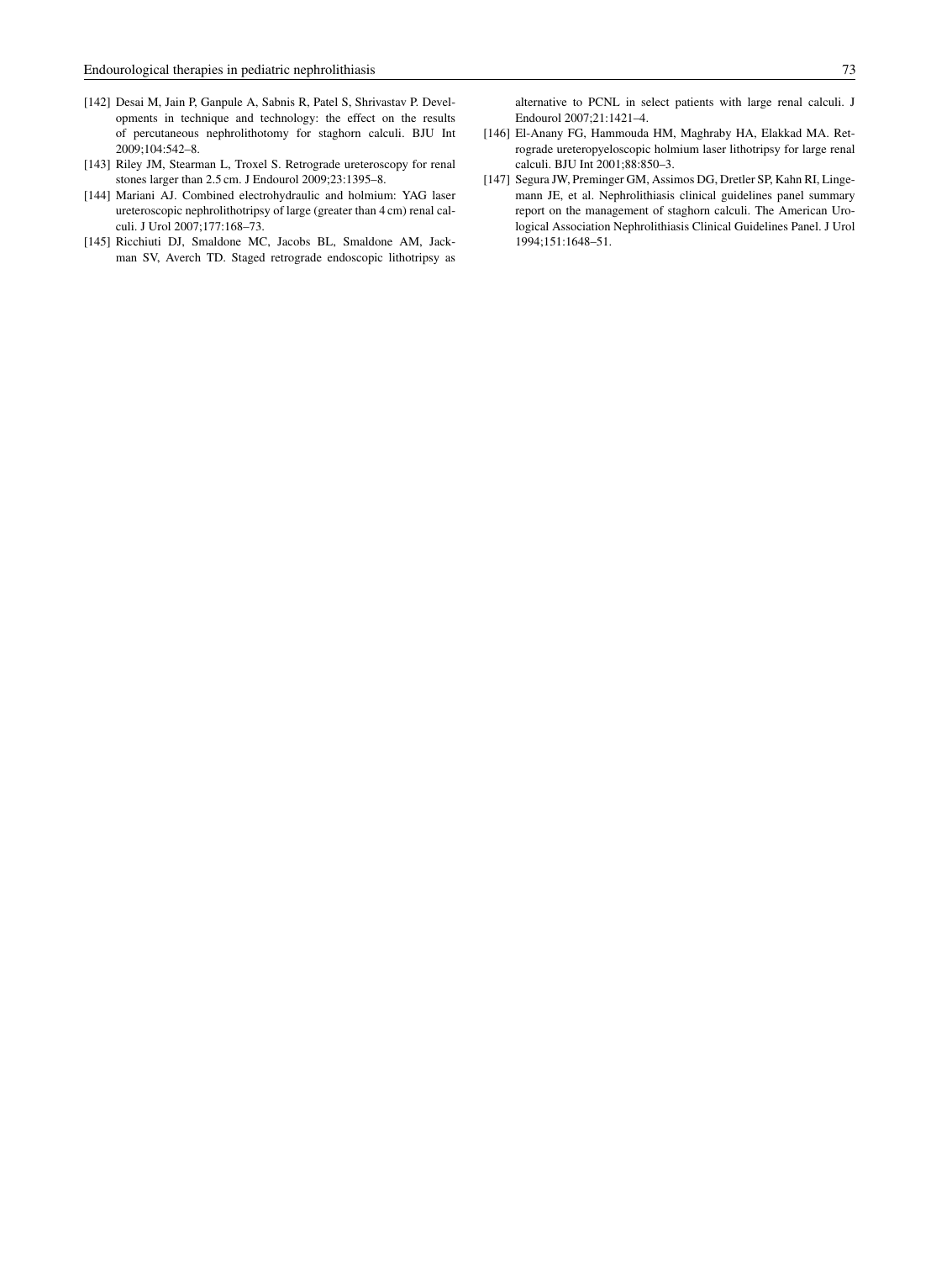[142] Desai M, Jain P, Ganpule A, Sabnis R, Patel S, Shrivastav P. Developments in technique and technology: the effect on the results of percutaneous nephrolithotomy for staghorn calculi. BJU Int 2009;104:542–8.

[143] Riley JM, Stearman L, Troxel S. Retrograde ureteroscopy for renal stones larger than 2.5 cm. J Endourol 2009;23:1395–8.

[144] Mariani AJ. Combined electrohydraulic and holmium: YAG laser ureteroscopic nephrolithotripsy of large (greater than 4 cm) renal calculi. J Urol 2007;177:168–73.

[145] Ricchiuti DJ, Smaldone MC, Jacobs BL, Smaldone AM, Jackman SV, Averch TD. Staged retrograde endoscopic lithotripsy as alternative to PCNL in select patients with large renal calculi. J Endourol 2007;21:1421–4.

[146] El-Anany FG, Hammouda HM, Maghraby HA, Elakkad MA. Retrograde ureteropyeloscopic holmium laser lithotripsy for large renal calculi. BJU Int 2001;88:850–3.

[147] Segura JW, Preminger GM, Assimos DG, Dretler SP, Kahn RI, Lingemann JE, et al. Nephrolithiasis clinical guidelines panel summary report on the management of staghorn calculi. The American Urological Association Nephrolithiasis Clinical Guidelines Panel. J Urol 1994;151:1648–51.